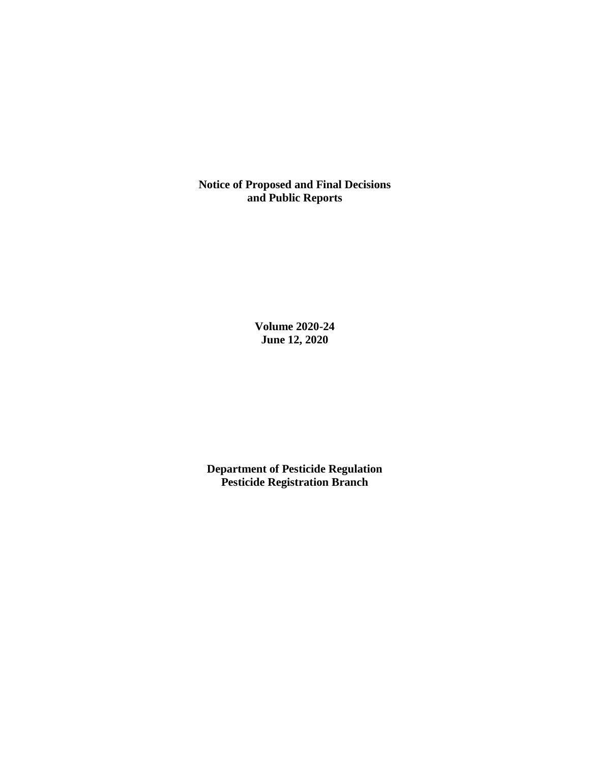**Notice of Proposed and Final Decisions and Public Reports**

**Volume 2020-24**
**June 12, 2020**

**Department of Pesticide Regulation**
**Pesticide Registration Branch**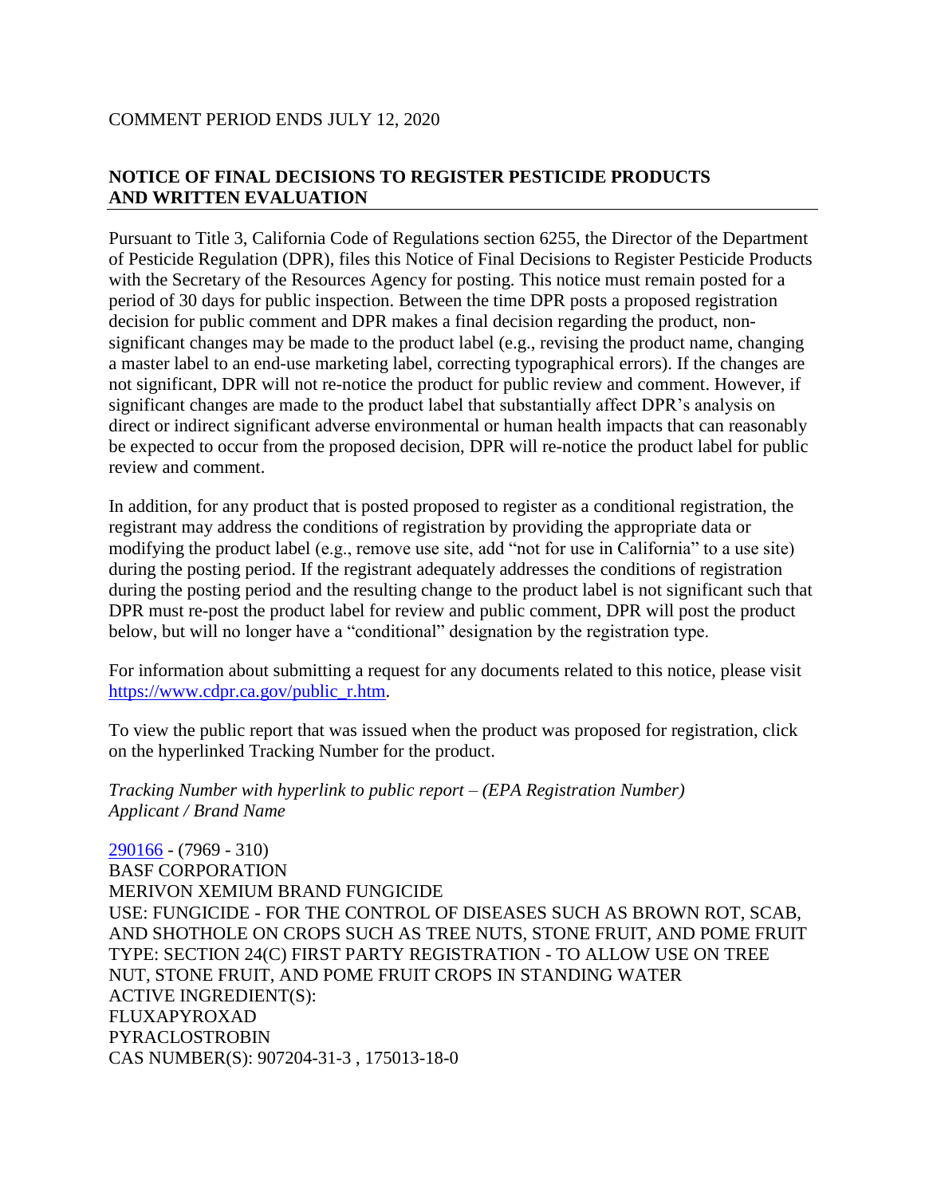COMMENT PERIOD ENDS JULY 12, 2020

## NOTICE OF FINAL DECISIONS TO REGISTER PESTICIDE PRODUCTS AND WRITTEN EVALUATION

Pursuant to Title 3, California Code of Regulations section 6255, the Director of the Department of Pesticide Regulation (DPR), files this Notice of Final Decisions to Register Pesticide Products with the Secretary of the Resources Agency for posting. This notice must remain posted for a period of 30 days for public inspection. Between the time DPR posts a proposed registration decision for public comment and DPR makes a final decision regarding the product, non-significant changes may be made to the product label (e.g., revising the product name, changing a master label to an end-use marketing label, correcting typographical errors). If the changes are not significant, DPR will not re-notice the product for public review and comment. However, if significant changes are made to the product label that substantially affect DPR's analysis on direct or indirect significant adverse environmental or human health impacts that can reasonably be expected to occur from the proposed decision, DPR will re-notice the product label for public review and comment.

In addition, for any product that is posted proposed to register as a conditional registration, the registrant may address the conditions of registration by providing the appropriate data or modifying the product label (e.g., remove use site, add "not for use in California" to a use site) during the posting period. If the registrant adequately addresses the conditions of registration during the posting period and the resulting change to the product label is not significant such that DPR must re-post the product label for review and public comment, DPR will post the product below, but will no longer have a "conditional" designation by the registration type.

For information about submitting a request for any documents related to this notice, please visit https://www.cdpr.ca.gov/public_r.htm.

To view the public report that was issued when the product was proposed for registration, click on the hyperlinked Tracking Number for the product.

*Tracking Number with hyperlink to public report – (EPA Registration Number)*
*Applicant / Brand Name*

290166 - (7969 - 310)
BASF CORPORATION
MERIVON XEMIUM BRAND FUNGICIDE
USE: FUNGICIDE - FOR THE CONTROL OF DISEASES SUCH AS BROWN ROT, SCAB, AND SHOTHOLE ON CROPS SUCH AS TREE NUTS, STONE FRUIT, AND POME FRUIT
TYPE: SECTION 24(C) FIRST PARTY REGISTRATION - TO ALLOW USE ON TREE NUT, STONE FRUIT, AND POME FRUIT CROPS IN STANDING WATER
ACTIVE INGREDIENT(S):
FLUXAPYROXAD
PYRACLOSTROBIN
CAS NUMBER(S): 907204-31-3 , 175013-18-0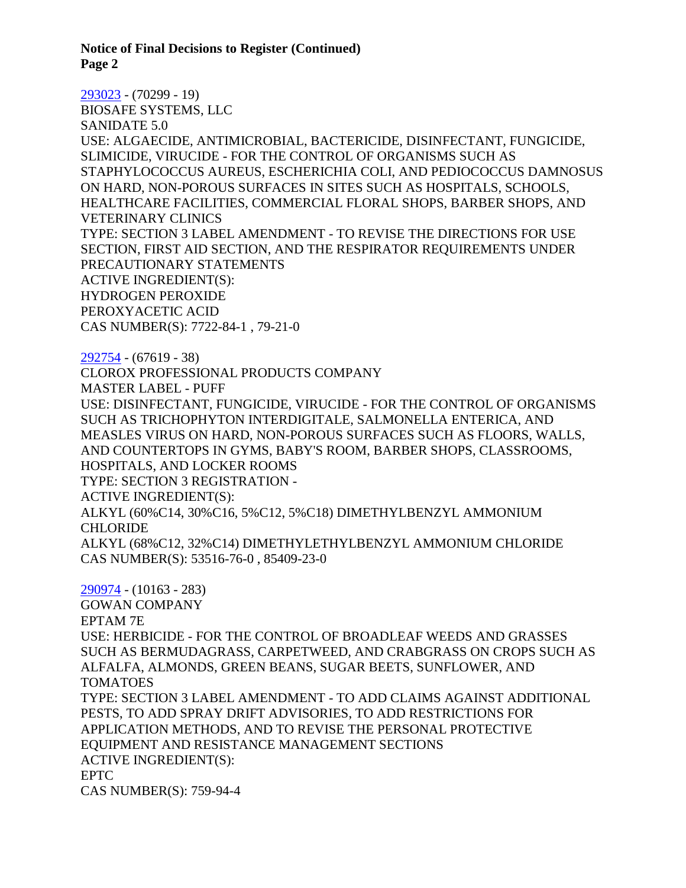**Notice of Final Decisions to Register (Continued)**
**Page 2**

293023 - (70299 - 19)
BIOSAFE SYSTEMS, LLC
SANIDATE 5.0
USE: ALGAECIDE, ANTIMICROBIAL, BACTERICIDE, DISINFECTANT, FUNGICIDE, SLIMICIDE, VIRUCIDE - FOR THE CONTROL OF ORGANISMS SUCH AS STAPHYLOCOCCUS AUREUS, ESCHERICHIA COLI, AND PEDIOCOCCUS DAMNOSUS ON HARD, NON-POROUS SURFACES IN SITES SUCH AS HOSPITALS, SCHOOLS, HEALTHCARE FACILITIES, COMMERCIAL FLORAL SHOPS, BARBER SHOPS, AND VETERINARY CLINICS
TYPE: SECTION 3 LABEL AMENDMENT - TO REVISE THE DIRECTIONS FOR USE SECTION, FIRST AID SECTION, AND THE RESPIRATOR REQUIREMENTS UNDER PRECAUTIONARY STATEMENTS
ACTIVE INGREDIENT(S):
HYDROGEN PEROXIDE
PEROXYACETIC ACID
CAS NUMBER(S): 7722-84-1 , 79-21-0

292754 - (67619 - 38)
CLOROX PROFESSIONAL PRODUCTS COMPANY
MASTER LABEL - PUFF
USE: DISINFECTANT, FUNGICIDE, VIRUCIDE - FOR THE CONTROL OF ORGANISMS SUCH AS TRICHOPHYTON INTERDIGITALE, SALMONELLA ENTERICA, AND MEASLES VIRUS ON HARD, NON-POROUS SURFACES SUCH AS FLOORS, WALLS, AND COUNTERTOPS IN GYMS, BABY'S ROOM, BARBER SHOPS, CLASSROOMS, HOSPITALS, AND LOCKER ROOMS
TYPE: SECTION 3 REGISTRATION -
ACTIVE INGREDIENT(S):
ALKYL (60%C14, 30%C16, 5%C12, 5%C18) DIMETHYLBENZYL AMMONIUM CHLORIDE
ALKYL (68%C12, 32%C14) DIMETHYLETHYLBENZYL AMMONIUM CHLORIDE
CAS NUMBER(S): 53516-76-0 , 85409-23-0

290974 - (10163 - 283)
GOWAN COMPANY
EPTAM 7E
USE: HERBICIDE - FOR THE CONTROL OF BROADLEAF WEEDS AND GRASSES SUCH AS BERMUDAGRASS, CARPETWEED, AND CRABGRASS ON CROPS SUCH AS ALFALFA, ALMONDS, GREEN BEANS, SUGAR BEETS, SUNFLOWER, AND TOMATOES
TYPE: SECTION 3 LABEL AMENDMENT - TO ADD CLAIMS AGAINST ADDITIONAL PESTS, TO ADD SPRAY DRIFT ADVISORIES, TO ADD RESTRICTIONS FOR APPLICATION METHODS, AND TO REVISE THE PERSONAL PROTECTIVE EQUIPMENT AND RESISTANCE MANAGEMENT SECTIONS
ACTIVE INGREDIENT(S):
EPTC
CAS NUMBER(S): 759-94-4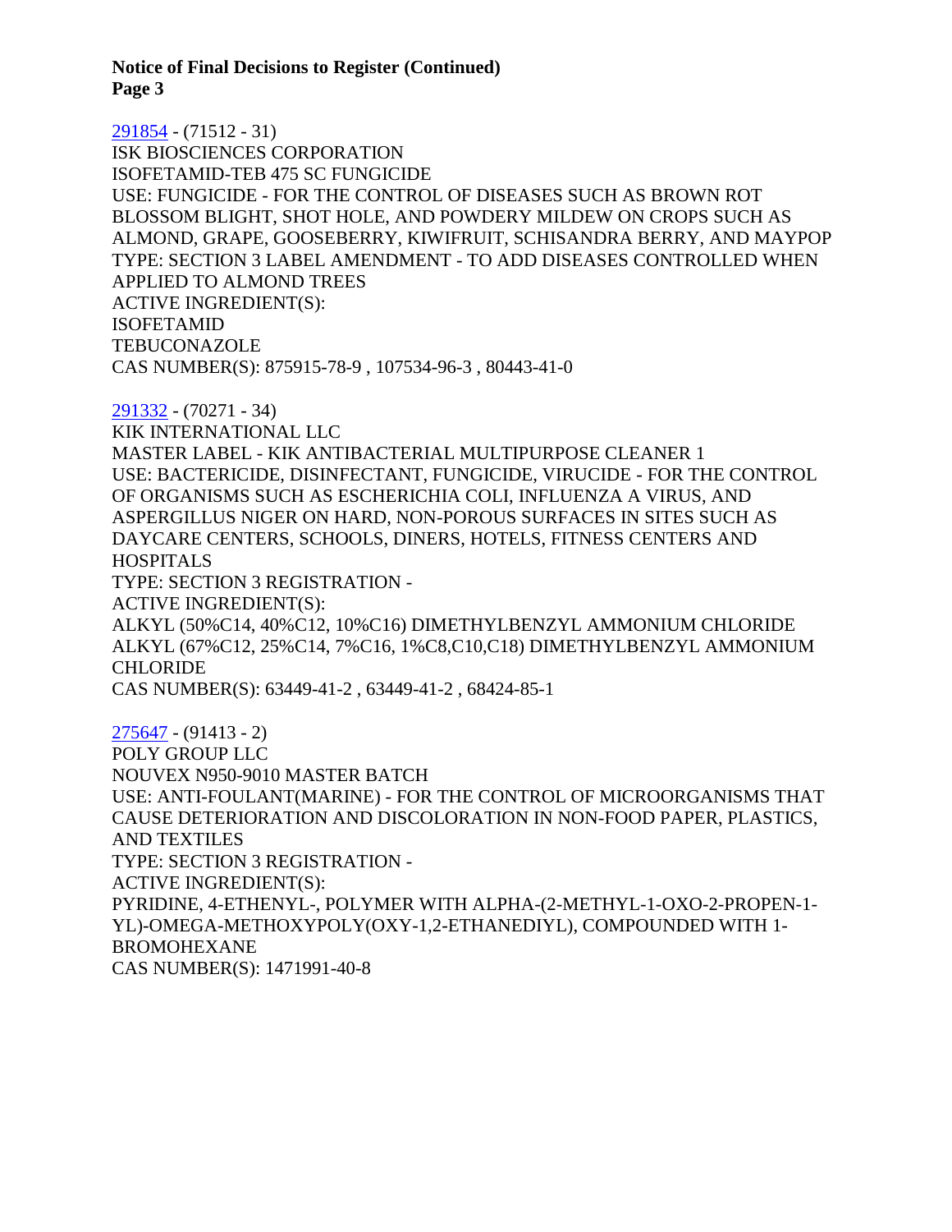291854 - (71512 - 31)
ISK BIOSCIENCES CORPORATION
ISOFETAMID-TEB 475 SC FUNGICIDE
USE: FUNGICIDE - FOR THE CONTROL OF DISEASES SUCH AS BROWN ROT BLOSSOM BLIGHT, SHOT HOLE, AND POWDERY MILDEW ON CROPS SUCH AS ALMOND, GRAPE, GOOSEBERRY, KIWIFRUIT, SCHISANDRA BERRY, AND MAYPOP
TYPE: SECTION 3 LABEL AMENDMENT - TO ADD DISEASES CONTROLLED WHEN APPLIED TO ALMOND TREES
ACTIVE INGREDIENT(S):
ISOFETAMID
TEBUCONAZOLE
CAS NUMBER(S): 875915-78-9 , 107534-96-3 , 80443-41-0

291332 - (70271 - 34)
KIK INTERNATIONAL LLC
MASTER LABEL - KIK ANTIBACTERIAL MULTIPURPOSE CLEANER 1
USE: BACTERICIDE, DISINFECTANT, FUNGICIDE, VIRUCIDE - FOR THE CONTROL OF ORGANISMS SUCH AS ESCHERICHIA COLI, INFLUENZA A VIRUS, AND ASPERGILLUS NIGER ON HARD, NON-POROUS SURFACES IN SITES SUCH AS DAYCARE CENTERS, SCHOOLS, DINERS, HOTELS, FITNESS CENTERS AND HOSPITALS
TYPE: SECTION 3 REGISTRATION -
ACTIVE INGREDIENT(S):
ALKYL (50%C14, 40%C12, 10%C16) DIMETHYLBENZYL AMMONIUM CHLORIDE
ALKYL (67%C12, 25%C14, 7%C16, 1%C8,C10,C18) DIMETHYLBENZYL AMMONIUM CHLORIDE
CAS NUMBER(S): 63449-41-2 , 63449-41-2 , 68424-85-1

275647 - (91413 - 2)
POLY GROUP LLC
NOUVEX N950-9010 MASTER BATCH
USE: ANTI-FOULANT(MARINE) - FOR THE CONTROL OF MICROORGANISMS THAT CAUSE DETERIORATION AND DISCOLORATION IN NON-FOOD PAPER, PLASTICS, AND TEXTILES
TYPE: SECTION 3 REGISTRATION -
ACTIVE INGREDIENT(S):
PYRIDINE, 4-ETHENYL-, POLYMER WITH ALPHA-(2-METHYL-1-OXO-2-PROPEN-1-YL)-OMEGA-METHOXYPOLY(OXY-1,2-ETHANEDIYL), COMPOUNDED WITH 1-BROMOHEXANE
CAS NUMBER(S): 1471991-40-8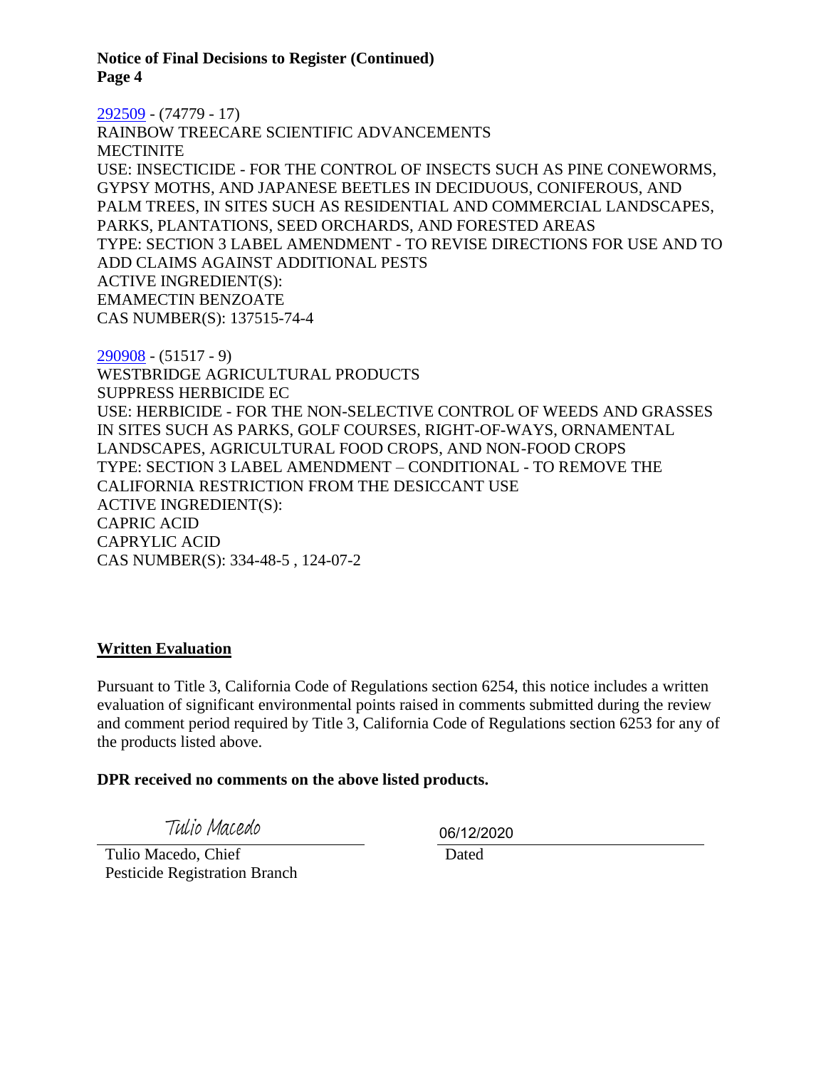**Notice of Final Decisions to Register (Continued)**
**Page 4**

[292509](292509) - (74779 - 17)
RAINBOW TREECARE SCIENTIFIC ADVANCEMENTS
MECTINITE
USE: INSECTICIDE - FOR THE CONTROL OF INSECTS SUCH AS PINE CONEWORMS, GYPSY MOTHS, AND JAPANESE BEETLES IN DECIDUOUS, CONIFEROUS, AND PALM TREES, IN SITES SUCH AS RESIDENTIAL AND COMMERCIAL LANDSCAPES, PARKS, PLANTATIONS, SEED ORCHARDS, AND FORESTED AREAS
TYPE: SECTION 3 LABEL AMENDMENT - TO REVISE DIRECTIONS FOR USE AND TO ADD CLAIMS AGAINST ADDITIONAL PESTS
ACTIVE INGREDIENT(S):
EMAMECTIN BENZOATE
CAS NUMBER(S): 137515-74-4

[290908](290908) - (51517 - 9)
WESTBRIDGE AGRICULTURAL PRODUCTS
SUPPRESS HERBICIDE EC
USE: HERBICIDE - FOR THE NON-SELECTIVE CONTROL OF WEEDS AND GRASSES IN SITES SUCH AS PARKS, GOLF COURSES, RIGHT-OF-WAYS, ORNAMENTAL LANDSCAPES, AGRICULTURAL FOOD CROPS, AND NON-FOOD CROPS
TYPE: SECTION 3 LABEL AMENDMENT – CONDITIONAL - TO REMOVE THE CALIFORNIA RESTRICTION FROM THE DESICCANT USE
ACTIVE INGREDIENT(S):
CAPRIC ACID
CAPRYLIC ACID
CAS NUMBER(S): 334-48-5 , 124-07-2

**Written Evaluation**

Pursuant to Title 3, California Code of Regulations section 6254, this notice includes a written evaluation of significant environmental points raised in comments submitted during the review and comment period required by Title 3, California Code of Regulations section 6253 for any of the products listed above.

**DPR received no comments on the above listed products.**

Tulio Macedo

Tulio Macedo, Chief
Pesticide Registration Branch

06/12/2020

Dated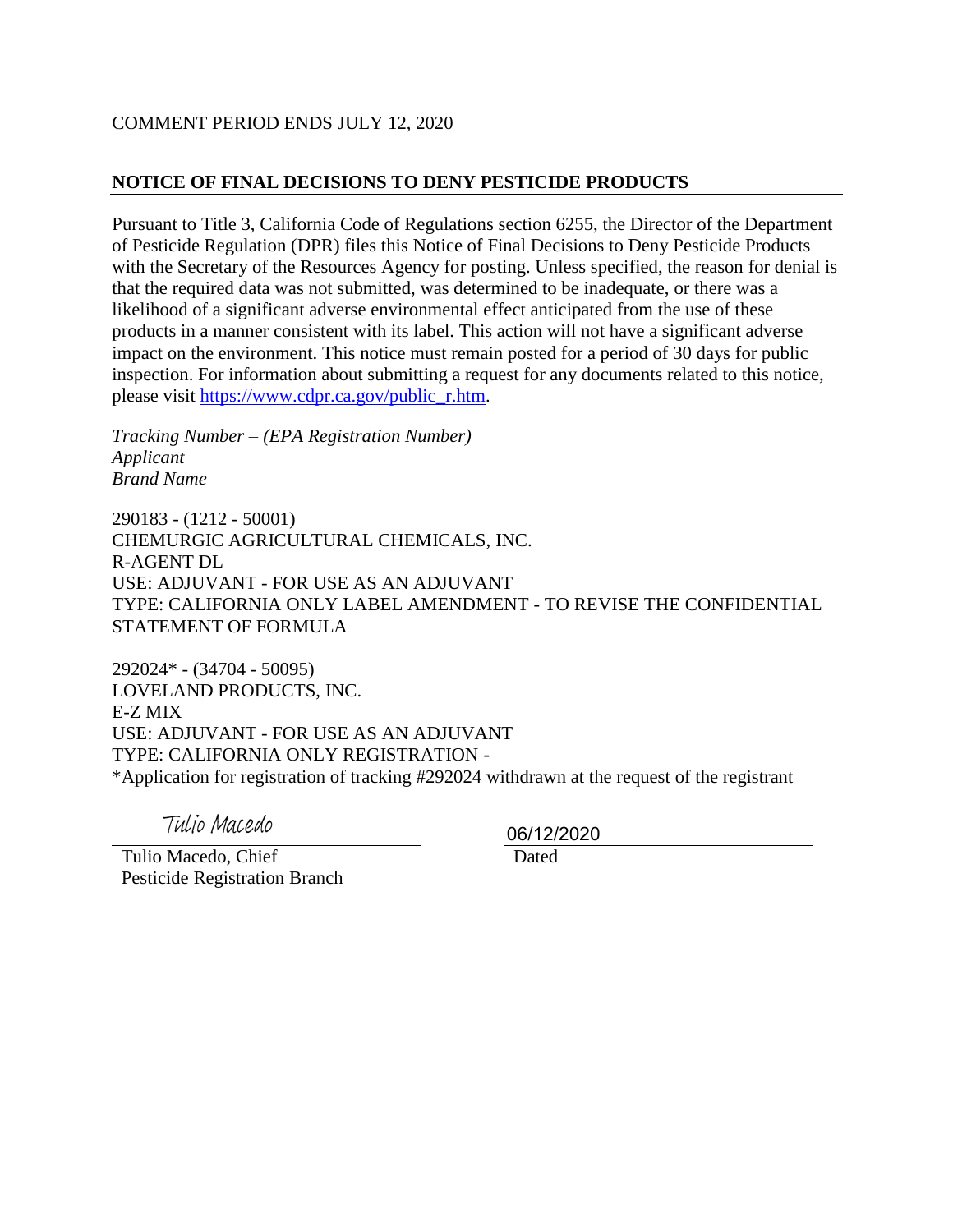COMMENT PERIOD ENDS JULY 12, 2020

## NOTICE OF FINAL DECISIONS TO DENY PESTICIDE PRODUCTS

Pursuant to Title 3, California Code of Regulations section 6255, the Director of the Department of Pesticide Regulation (DPR) files this Notice of Final Decisions to Deny Pesticide Products with the Secretary of the Resources Agency for posting. Unless specified, the reason for denial is that the required data was not submitted, was determined to be inadequate, or there was a likelihood of a significant adverse environmental effect anticipated from the use of these products in a manner consistent with its label. This action will not have a significant adverse impact on the environment. This notice must remain posted for a period of 30 days for public inspection. For information about submitting a request for any documents related to this notice, please visit [https://www.cdpr.ca.gov/public_r.htm](https://www.cdpr.ca.gov/public_r.htm).

*Tracking Number – (EPA Registration Number)*
*Applicant*
*Brand Name*

290183 - (1212 - 50001)
CHEMURGIC AGRICULTURAL CHEMICALS, INC.
R-AGENT DL
USE: ADJUVANT - FOR USE AS AN ADJUVANT
TYPE: CALIFORNIA ONLY LABEL AMENDMENT - TO REVISE THE CONFIDENTIAL STATEMENT OF FORMULA

292024* - (34704 - 50095)
LOVELAND PRODUCTS, INC.
E-Z MIX
USE: ADJUVANT - FOR USE AS AN ADJUVANT
TYPE: CALIFORNIA ONLY REGISTRATION -
*Application for registration of tracking #292024 withdrawn at the request of the registrant

Tulio Macedo
Tulio Macedo, Chief
Pesticide Registration Branch

06/12/2020
Dated